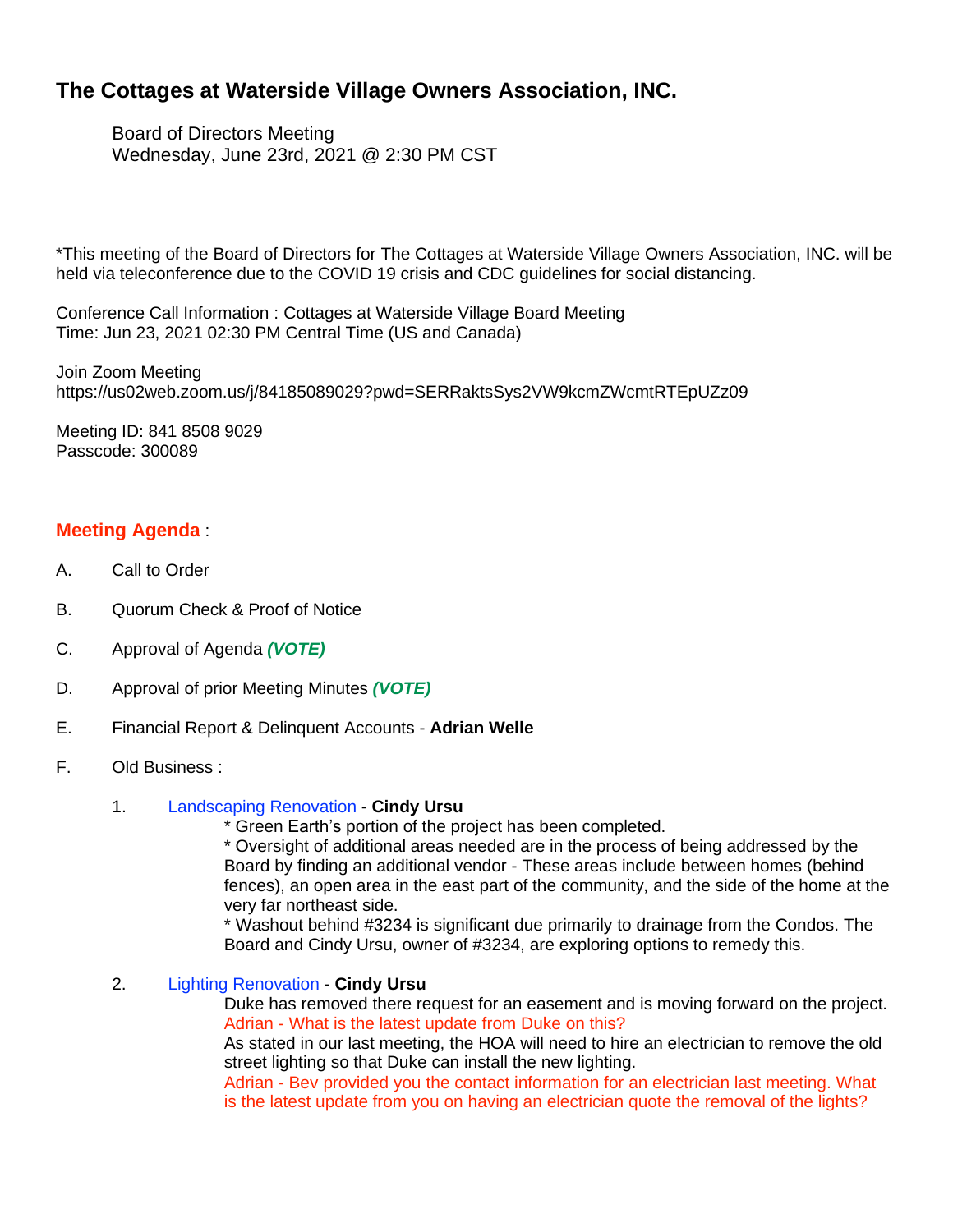# The Cottages at Waterside Village Owners Association, INC.

Board of Directors Meeting
Wednesday, June 23rd, 2021 @ 2:30 PM CST

*This meeting of the Board of Directors for The Cottages at Waterside Village Owners Association, INC. will be held via teleconference due to the COVID 19 crisis and CDC guidelines for social distancing.

Conference Call Information : Cottages at Waterside Village Board Meeting
Time: Jun 23, 2021 02:30 PM Central Time (US and Canada)

Join Zoom Meeting
https://us02web.zoom.us/j/84185089029?pwd=SERRaktsSys2VW9kcmZWcmtRTEpUZz09

Meeting ID: 841 8508 9029
Passcode: 300089

## Meeting Agenda :

A. Call to Order

B. Quorum Check & Proof of Notice

C. Approval of Agenda ***(VOTE)***

D. Approval of prior Meeting Minutes ***(VOTE)***

E. Financial Report & Delinquent Accounts - **Adrian Welle**

F. Old Business :

1. Landscaping Renovation - **Cindy Ursu**

   * Green Earth's portion of the project has been completed.
   * Oversight of additional areas needed are in the process of being addressed by the Board by finding an additional vendor - These areas include between homes (behind fences), an open area in the east part of the community, and the side of the home at the very far northeast side.
   * Washout behind #3234 is significant due primarily to drainage from the Condos. The Board and Cindy Ursu, owner of #3234, are exploring options to remedy this.

2. Lighting Renovation - **Cindy Ursu**

   Duke has removed there request for an easement and is moving forward on the project.
   Adrian - What is the latest update from Duke on this?
   As stated in our last meeting, the HOA will need to hire an electrician to remove the old street lighting so that Duke can install the new lighting.
   Adrian - Bev provided you the contact information for an electrician last meeting. What is the latest update from you on having an electrician quote the removal of the lights?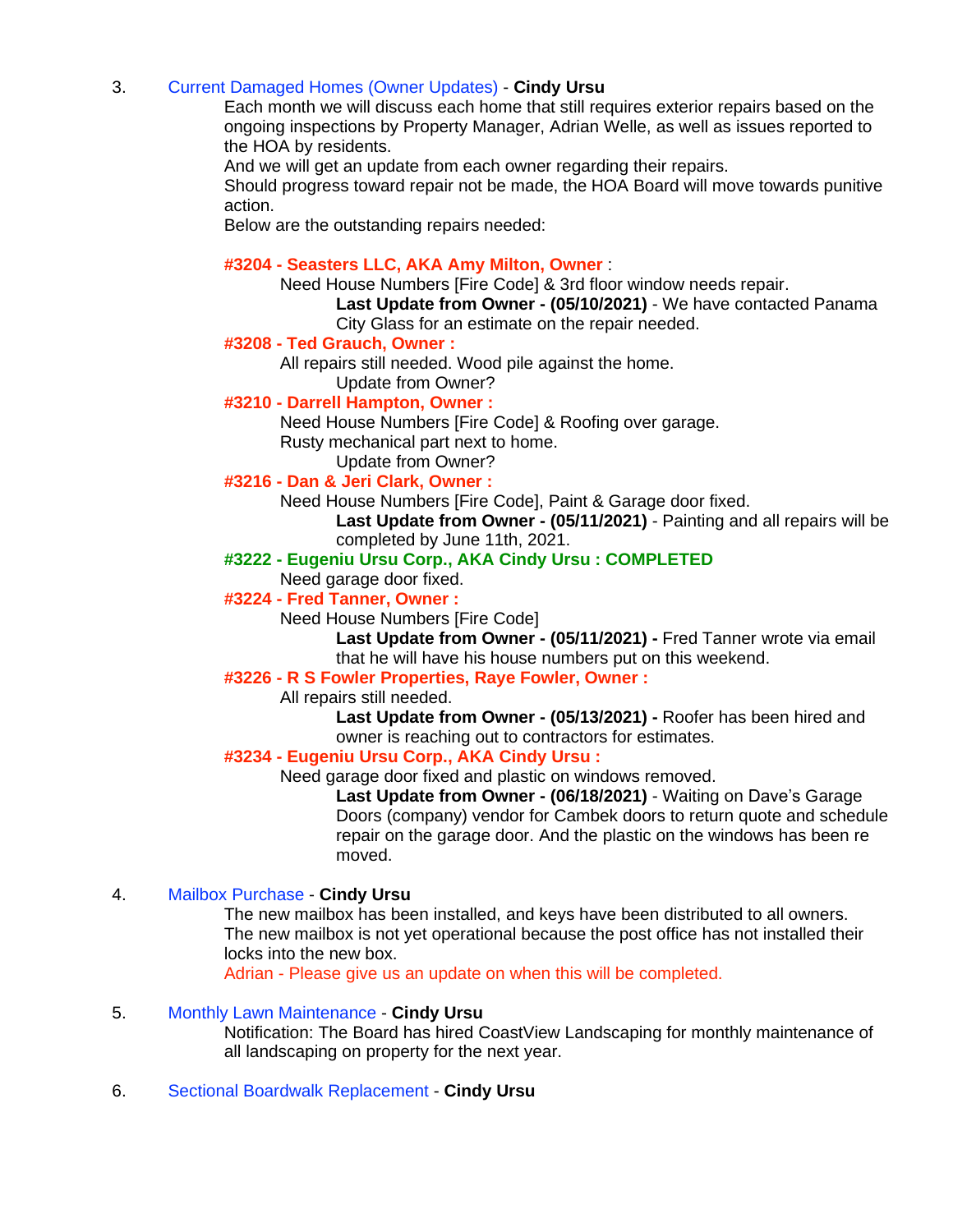3. Current Damaged Homes (Owner Updates) - **Cindy Ursu**

   Each month we will discuss each home that still requires exterior repairs based on the ongoing inspections by Property Manager, Adrian Welle, as well as issues reported to the HOA by residents.
   And we will get an update from each owner regarding their repairs.
   Should progress toward repair not be made, the HOA Board will move towards punitive action.
   Below are the outstanding repairs needed:

   **#3204 - Seasters LLC, AKA Amy Milton, Owner** :
   - Need House Numbers [Fire Code] & 3rd floor window needs repair.
     - **Last Update from Owner - (05/10/2021)** - We have contacted Panama City Glass for an estimate on the repair needed.

   **#3208 - Ted Grauch, Owner :**
   - All repairs still needed. Wood pile against the home.
     - Update from Owner?

   **#3210 - Darrell Hampton, Owner :**
   - Need House Numbers [Fire Code] & Roofing over garage.
   - Rusty mechanical part next to home.
     - Update from Owner?

   **#3216 - Dan & Jeri Clark, Owner :**
   - Need House Numbers [Fire Code], Paint & Garage door fixed.
     - **Last Update from Owner - (05/11/2021)** - Painting and all repairs will be completed by June 11th, 2021.

   **#3222 - Eugeniu Ursu Corp., AKA Cindy Ursu : COMPLETED**
   - Need garage door fixed.

   **#3224 - Fred Tanner, Owner :**
   - Need House Numbers [Fire Code]
     - **Last Update from Owner - (05/11/2021) -** Fred Tanner wrote via email that he will have his house numbers put on this weekend.

   **#3226 - R S Fowler Properties, Raye Fowler, Owner :**
   - All repairs still needed.
     - **Last Update from Owner - (05/13/2021) -** Roofer has been hired and owner is reaching out to contractors for estimates.

   **#3234 - Eugeniu Ursu Corp., AKA Cindy Ursu :**
   - Need garage door fixed and plastic on windows removed.
     - **Last Update from Owner - (06/18/2021)** - Waiting on Dave's Garage Doors (company) vendor for Cambek doors to return quote and schedule repair on the garage door. And the plastic on the windows has been re moved.

4. Mailbox Purchase - **Cindy Ursu**

   The new mailbox has been installed, and keys have been distributed to all owners.
   The new mailbox is not yet operational because the post office has not installed their locks into the new box.
   Adrian - Please give us an update on when this will be completed.

5. Monthly Lawn Maintenance - **Cindy Ursu**

   Notification: The Board has hired CoastView Landscaping for monthly maintenance of all landscaping on property for the next year.

6. Sectional Boardwalk Replacement - **Cindy Ursu**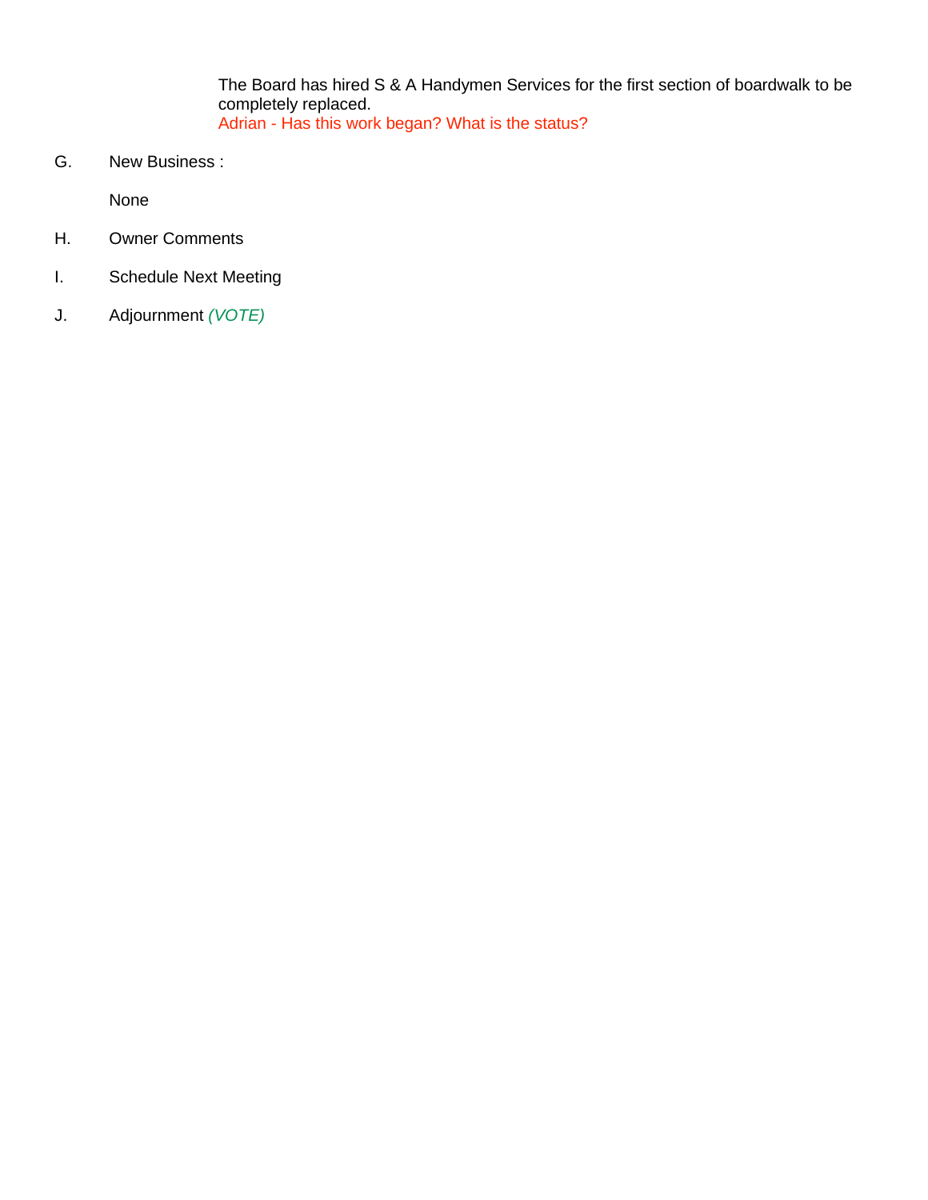The Board has hired S & A Handymen Services for the first section of boardwalk to be completely replaced.
Adrian - Has this work began? What is the status?

G. New Business :

None

H. Owner Comments

I. Schedule Next Meeting

J. Adjournment *(VOTE)*